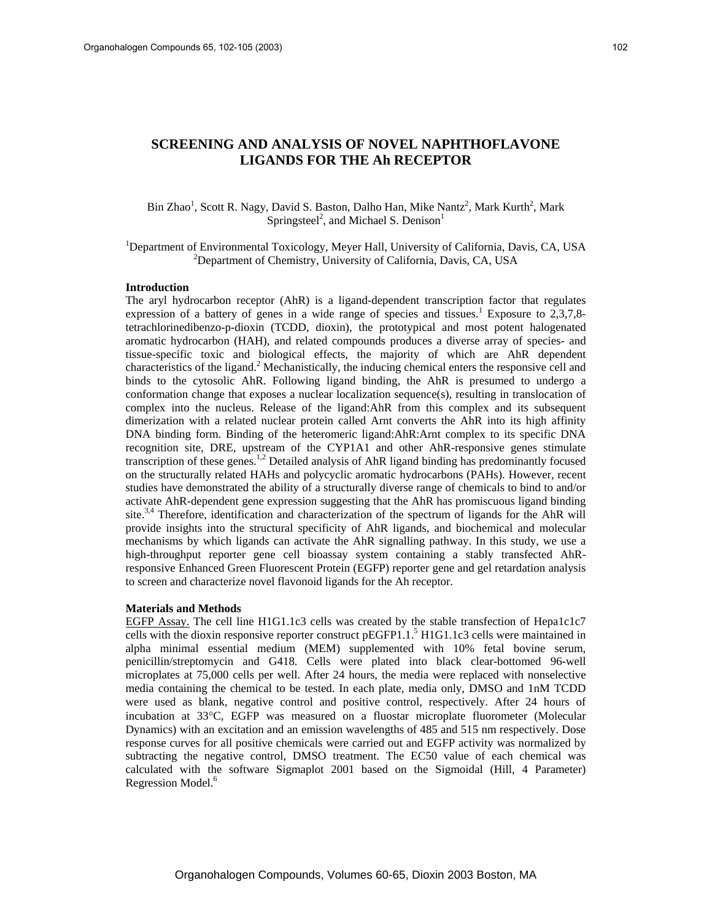# SCREENING AND ANALYSIS OF NOVEL NAPHTHOFLAVONE LIGANDS FOR THE Ah RECEPTOR

Bin Zhao[1], Scott R. Nagy, David S. Baston, Dalho Han, Mike Nantz[2], Mark Kurth[2], Mark Springsteel[2], and Michael S. Denison[1]

[1]Department of Environmental Toxicology, Meyer Hall, University of California, Davis, CA, USA
[2]Department of Chemistry, University of California, Davis, CA, USA

## Introduction

The aryl hydrocarbon receptor (AhR) is a ligand-dependent transcription factor that regulates expression of a battery of genes in a wide range of species and tissues.[1] Exposure to 2,3,7,8-tetrachlorinedibenzo-p-dioxin (TCDD, dioxin), the prototypical and most potent halogenated aromatic hydrocarbon (HAH), and related compounds produces a diverse array of species- and tissue-specific toxic and biological effects, the majority of which are AhR dependent characteristics of the ligand.[2] Mechanistically, the inducing chemical enters the responsive cell and binds to the cytosolic AhR. Following ligand binding, the AhR is presumed to undergo a conformation change that exposes a nuclear localization sequence(s), resulting in translocation of complex into the nucleus. Release of the ligand:AhR from this complex and its subsequent dimerization with a related nuclear protein called Arnt converts the AhR into its high affinity DNA binding form. Binding of the heteromeric ligand:AhR:Arnt complex to its specific DNA recognition site, DRE, upstream of the CYP1A1 and other AhR-responsive genes stimulate transcription of these genes.[1,2] Detailed analysis of AhR ligand binding has predominantly focused on the structurally related HAHs and polycyclic aromatic hydrocarbons (PAHs). However, recent studies have demonstrated the ability of a structurally diverse range of chemicals to bind to and/or activate AhR-dependent gene expression suggesting that the AhR has promiscuous ligand binding site.[3,4] Therefore, identification and characterization of the spectrum of ligands for the AhR will provide insights into the structural specificity of AhR ligands, and biochemical and molecular mechanisms by which ligands can activate the AhR signalling pathway. In this study, we use a high-throughput reporter gene cell bioassay system containing a stably transfected AhR-responsive Enhanced Green Fluorescent Protein (EGFP) reporter gene and gel retardation analysis to screen and characterize novel flavonoid ligands for the Ah receptor.

## Materials and Methods

EGFP Assay. The cell line H1G1.1c3 cells was created by the stable transfection of Hepa1c1c7 cells with the dioxin responsive reporter construct pEGFP1.1.[5] H1G1.1c3 cells were maintained in alpha minimal essential medium (MEM) supplemented with 10% fetal bovine serum, penicillin/streptomycin and G418. Cells were plated into black clear-bottomed 96-well microplates at 75,000 cells per well. After 24 hours, the media were replaced with nonselective media containing the chemical to be tested. In each plate, media only, DMSO and 1nM TCDD were used as blank, negative control and positive control, respectively. After 24 hours of incubation at 33°C, EGFP was measured on a fluostar microplate fluorometer (Molecular Dynamics) with an excitation and an emission wavelengths of 485 and 515 nm respectively. Dose response curves for all positive chemicals were carried out and EGFP activity was normalized by subtracting the negative control, DMSO treatment. The EC50 value of each chemical was calculated with the software Sigmaplot 2001 based on the Sigmoidal (Hill, 4 Parameter) Regression Model.[6]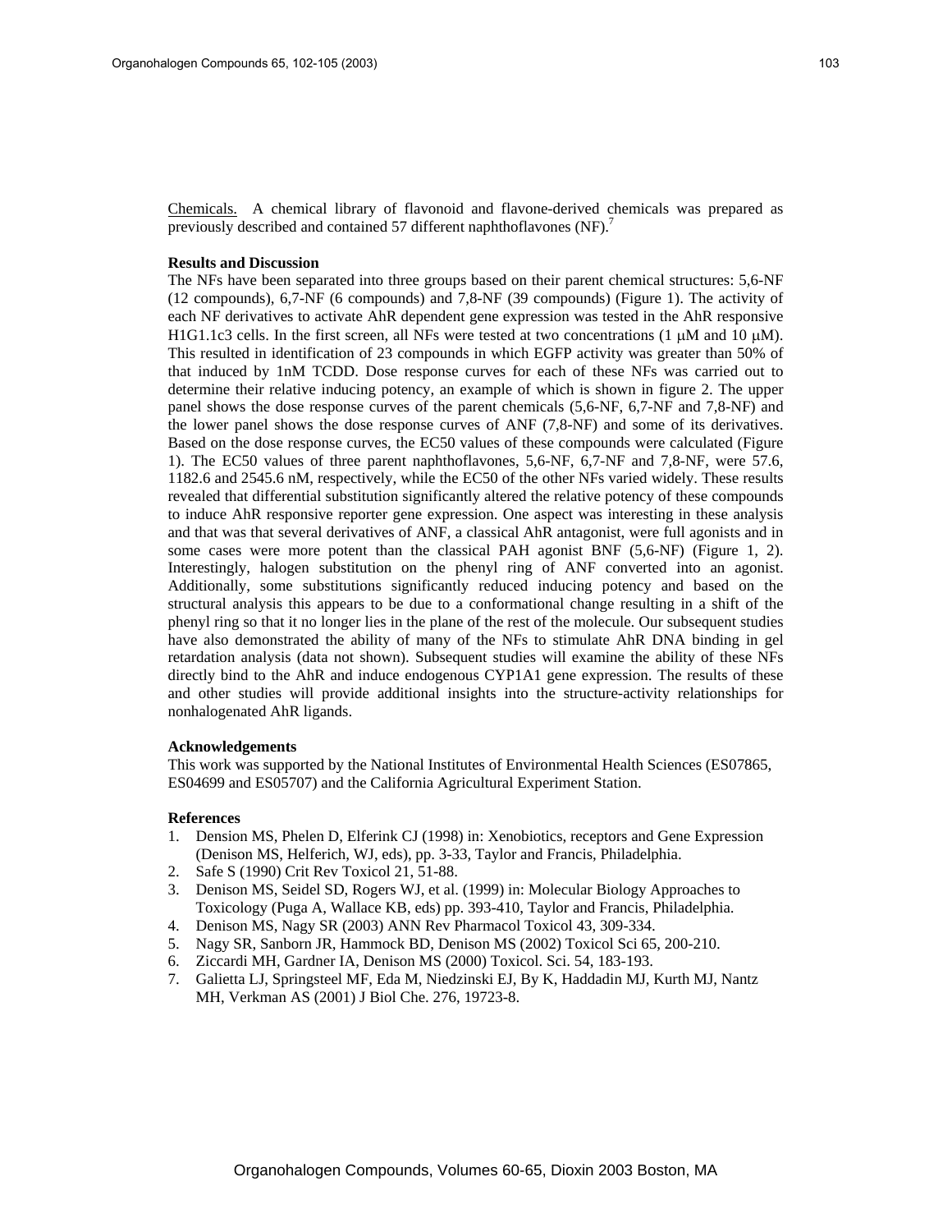Chemicals. A chemical library of flavonoid and flavone-derived chemicals was prepared as previously described and contained 57 different naphthoflavones (NF).[7]

**Results and Discussion**

The NFs have been separated into three groups based on their parent chemical structures: 5,6-NF (12 compounds), 6,7-NF (6 compounds) and 7,8-NF (39 compounds) (Figure 1). The activity of each NF derivatives to activate AhR dependent gene expression was tested in the AhR responsive H1G1.1c3 cells. In the first screen, all NFs were tested at two concentrations (1 μM and 10 μM). This resulted in identification of 23 compounds in which EGFP activity was greater than 50% of that induced by 1nM TCDD. Dose response curves for each of these NFs was carried out to determine their relative inducing potency, an example of which is shown in figure 2. The upper panel shows the dose response curves of the parent chemicals (5,6-NF, 6,7-NF and 7,8-NF) and the lower panel shows the dose response curves of ANF (7,8-NF) and some of its derivatives. Based on the dose response curves, the EC50 values of these compounds were calculated (Figure 1). The EC50 values of three parent naphthoflavones, 5,6-NF, 6,7-NF and 7,8-NF, were 57.6, 1182.6 and 2545.6 nM, respectively, while the EC50 of the other NFs varied widely. These results revealed that differential substitution significantly altered the relative potency of these compounds to induce AhR responsive reporter gene expression. One aspect was interesting in these analysis and that was that several derivatives of ANF, a classical AhR antagonist, were full agonists and in some cases were more potent than the classical PAH agonist BNF (5,6-NF) (Figure 1, 2). Interestingly, halogen substitution on the phenyl ring of ANF converted into an agonist. Additionally, some substitutions significantly reduced inducing potency and based on the structural analysis this appears to be due to a conformational change resulting in a shift of the phenyl ring so that it no longer lies in the plane of the rest of the molecule. Our subsequent studies have also demonstrated the ability of many of the NFs to stimulate AhR DNA binding in gel retardation analysis (data not shown). Subsequent studies will examine the ability of these NFs directly bind to the AhR and induce endogenous CYP1A1 gene expression. The results of these and other studies will provide additional insights into the structure-activity relationships for nonhalogenated AhR ligands.

**Acknowledgements**

This work was supported by the National Institutes of Environmental Health Sciences (ES07865, ES04699 and ES05707) and the California Agricultural Experiment Station.

**References**

1. Dension MS, Phelen D, Elferink CJ (1998) in: Xenobiotics, receptors and Gene Expression (Denison MS, Helferich, WJ, eds), pp. 3-33, Taylor and Francis, Philadelphia.
2. Safe S (1990) Crit Rev Toxicol 21, 51-88.
3. Denison MS, Seidel SD, Rogers WJ, et al. (1999) in: Molecular Biology Approaches to Toxicology (Puga A, Wallace KB, eds) pp. 393-410, Taylor and Francis, Philadelphia.
4. Denison MS, Nagy SR (2003) ANN Rev Pharmacol Toxicol 43, 309-334.
5. Nagy SR, Sanborn JR, Hammock BD, Denison MS (2002) Toxicol Sci 65, 200-210.
6. Ziccardi MH, Gardner IA, Denison MS (2000) Toxicol. Sci. 54, 183-193.
7. Galietta LJ, Springsteel MF, Eda M, Niedzinski EJ, By K, Haddadin MJ, Kurth MJ, Nantz MH, Verkman AS (2001) J Biol Che. 276, 19723-8.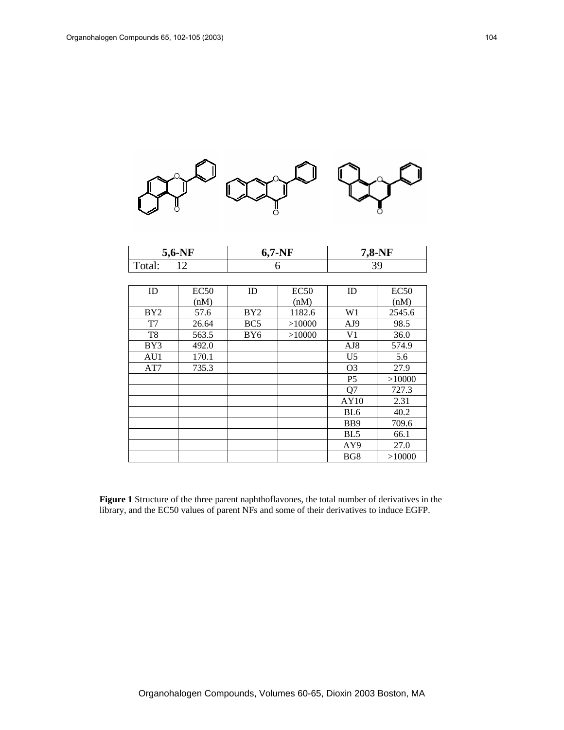| 5,6-NF | | 6,7-NF | | 7,8-NF | |
|---|---|---|---|---|---|
| Total: 12 | | 6 | | 39 | |

| ID | EC50 (nM) | ID | EC50 (nM) | ID | EC50 (nM) |
|---|---|---|---|---|---|
| BY2 | 57.6 | BY2 | 1182.6 | W1 | 2545.6 |
| T7 | 26.64 | BC5 | >10000 | AJ9 | 98.5 |
| T8 | 563.5 | BY6 | >10000 | V1 | 36.0 |
| BY3 | 492.0 | | | AJ8 | 574.9 |
| AU1 | 170.1 | | | U5 | 5.6 |
| AT7 | 735.3 | | | O3 | 27.9 |
| | | | | P5 | >10000 |
| | | | | Q7 | 727.3 |
| | | | | AY10 | 2.31 |
| | | | | BL6 | 40.2 |
| | | | | BB9 | 709.6 |
| | | | | BL5 | 66.1 |
| | | | | AY9 | 27.0 |
| | | | | BG8 | >10000 |

**Figure 1** Structure of the three parent naphthoflavones, the total number of derivatives in the library, and the EC50 values of parent NFs and some of their derivatives to induce EGFP.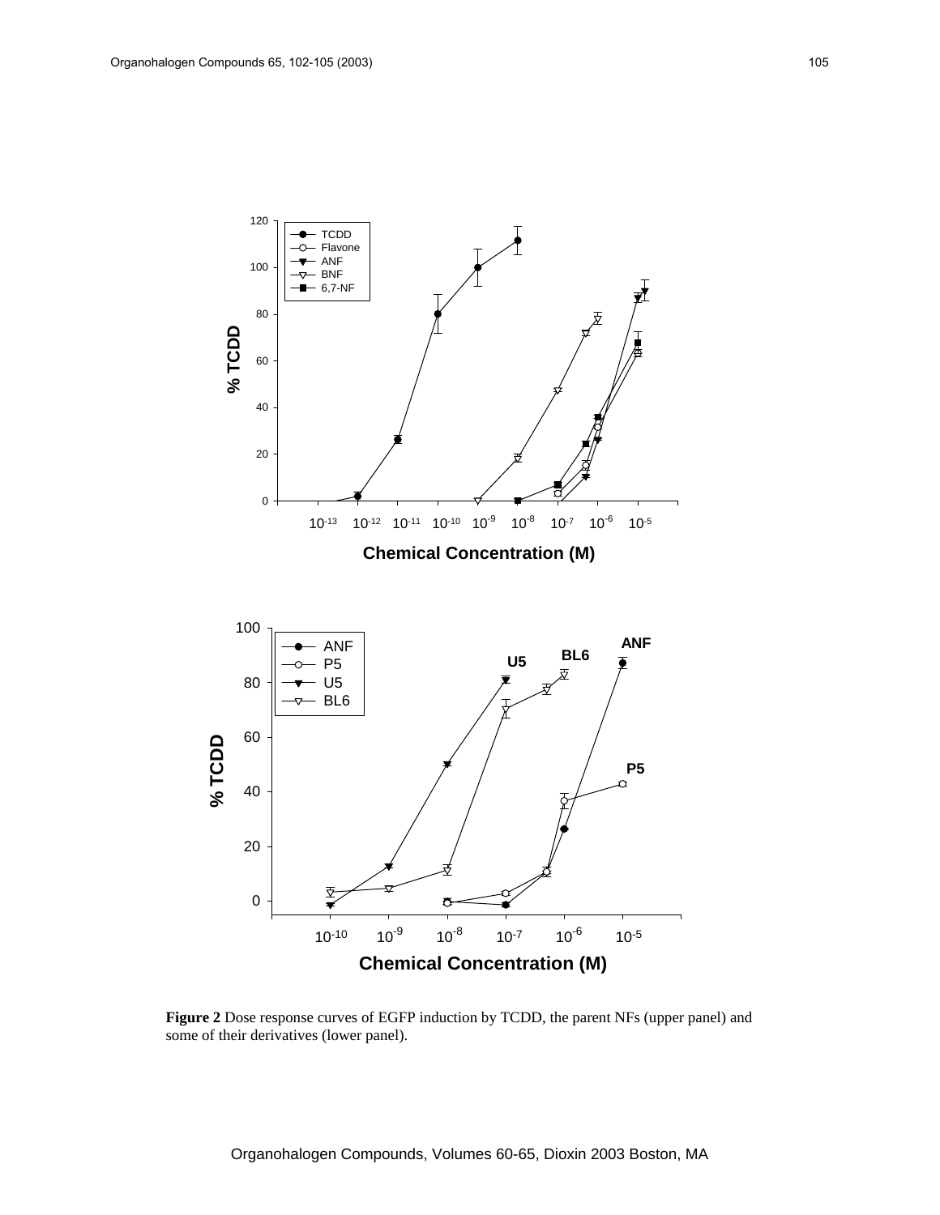120
100
80
60
40
20
0

% TCDD

TCDD
Flavone
ANF
BNF
6,7-NF

$10^{-13}$ $10^{-12}$ $10^{-11}$ $10^{-10}$ $10^{-9}$ $10^{-8}$ $10^{-7}$ $10^{-6}$ $10^{-5}$

**Chemical Concentration (M)**

100
80
60
40
20
0

% TCDD

ANF
P5
U5
BL6

U5
BL6
ANF
P5

$10^{-10}$ $10^{-9}$ $10^{-8}$ $10^{-7}$ $10^{-6}$ $10^{-5}$

**Chemical Concentration (M)**

**Figure 2** Dose response curves of EGFP induction by TCDD, the parent NFs (upper panel) and some of their derivatives (lower panel).